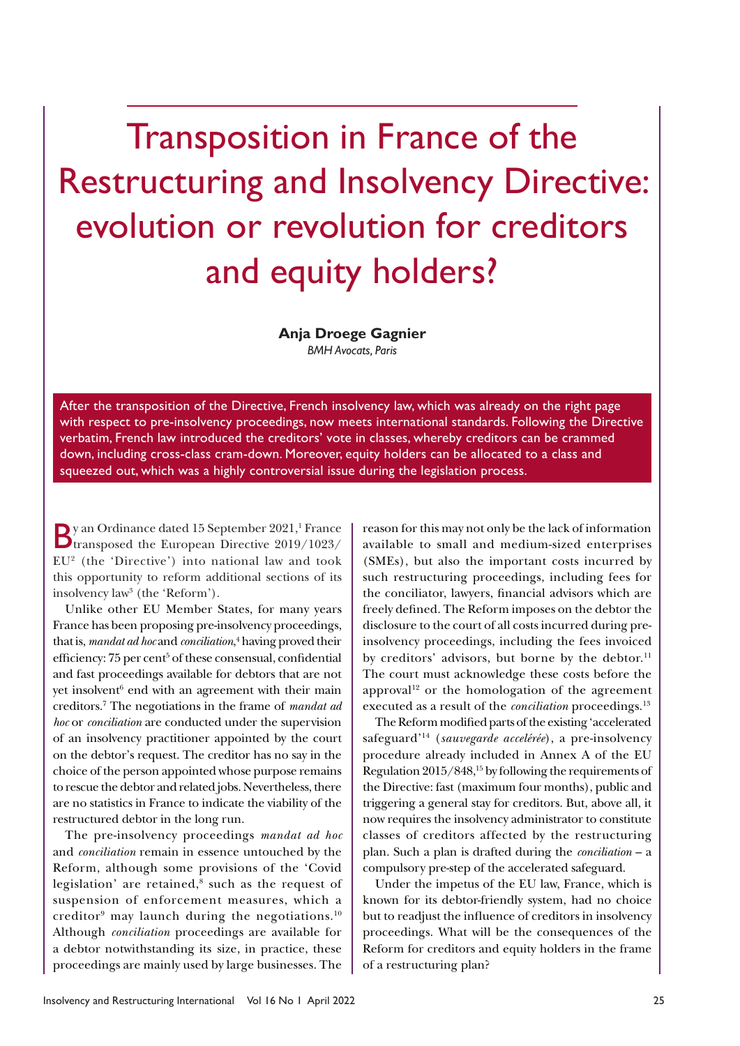# Transposition in France of the Restructuring and Insolvency Directive: evolution or revolution for creditors and equity holders?

**Anja Droege Gagnier**

*BMH Avocats, Paris*

After the transposition of the Directive, French insolvency law, which was already on the right page with respect to pre-insolvency proceedings, now meets international standards. Following the Directive verbatim, French law introduced the creditors' vote in classes, whereby creditors can be crammed down, including cross-class cram-down. Moreover, equity holders can be allocated to a class and squeezed out, which was a highly controversial issue during the legislation process.

By an Ordinance dated 15 September 2021,[1] France transposed the European Directive 2019/1023/EU[2] (the 'Directive') into national law and took this opportunity to reform additional sections of its insolvency law[3] (the 'Reform').

Unlike other EU Member States, for many years France has been proposing pre-insolvency proceedings, that is, *mandat ad hoc* and *conciliation*,[4] having proved their efficiency: 75 per cent[5] of these consensual, confidential and fast proceedings available for debtors that are not yet insolvent[6] end with an agreement with their main creditors.[7] The negotiations in the frame of *mandat ad hoc* or *conciliation* are conducted under the supervision of an insolvency practitioner appointed by the court on the debtor's request. The creditor has no say in the choice of the person appointed whose purpose remains to rescue the debtor and related jobs. Nevertheless, there are no statistics in France to indicate the viability of the restructured debtor in the long run.

The pre-insolvency proceedings *mandat ad hoc* and *conciliation* remain in essence untouched by the Reform, although some provisions of the 'Covid legislation' are retained,[8] such as the request of suspension of enforcement measures, which a creditor[9] may launch during the negotiations.[10] Although *conciliation* proceedings are available for a debtor notwithstanding its size, in practice, these proceedings are mainly used by large businesses. The reason for this may not only be the lack of information available to small and medium-sized enterprises (SMEs), but also the important costs incurred by such restructuring proceedings, including fees for the conciliator, lawyers, financial advisors which are freely defined. The Reform imposes on the debtor the disclosure to the court of all costs incurred during pre-insolvency proceedings, including the fees invoiced by creditors' advisors, but borne by the debtor.[11] The court must acknowledge these costs before the approval[12] or the homologation of the agreement executed as a result of the *conciliation* proceedings.[13]

The Reform modified parts of the existing 'accelerated safeguard'[14] (*sauvegarde accelérée*), a pre-insolvency procedure already included in Annex A of the EU Regulation 2015/848,[15] by following the requirements of the Directive: fast (maximum four months), public and triggering a general stay for creditors. But, above all, it now requires the insolvency administrator to constitute classes of creditors affected by the restructuring plan. Such a plan is drafted during the *conciliation* – a compulsory pre-step of the accelerated safeguard.

Under the impetus of the EU law, France, which is known for its debtor-friendly system, had no choice but to readjust the influence of creditors in insolvency proceedings. What will be the consequences of the Reform for creditors and equity holders in the frame of a restructuring plan?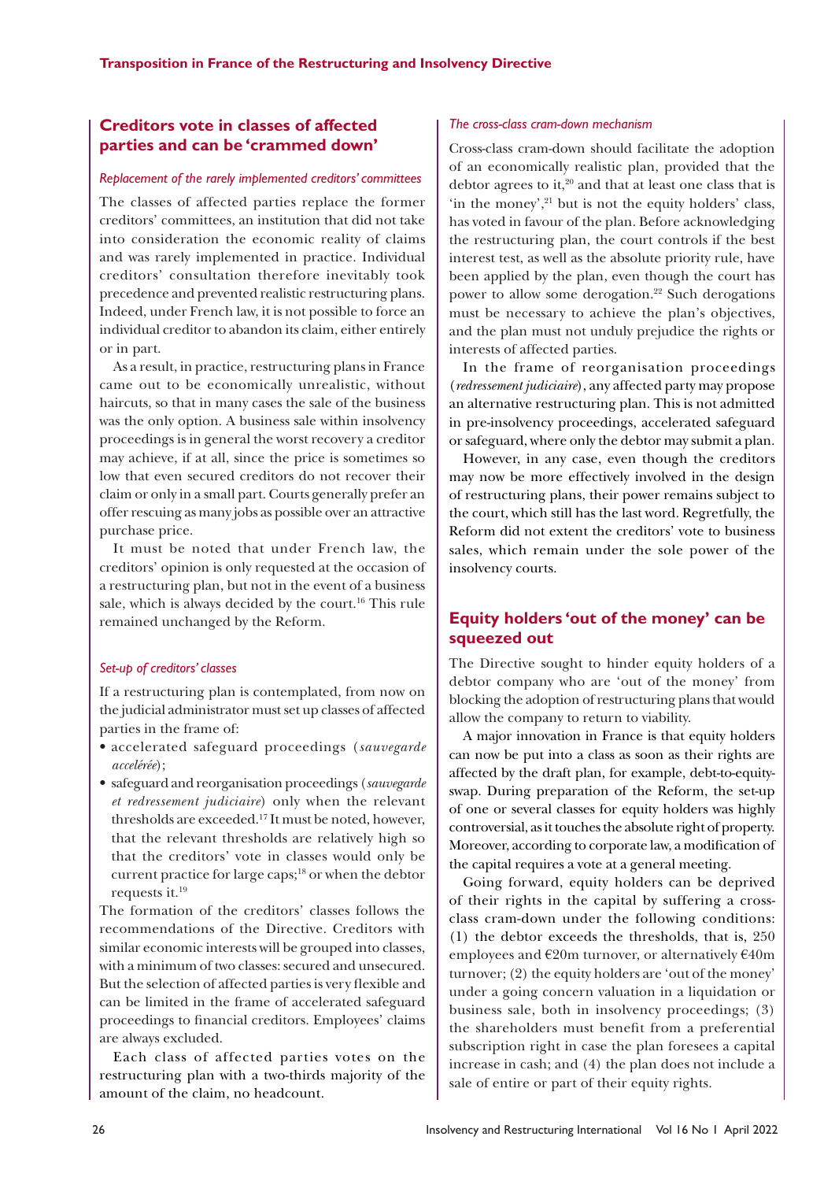## Creditors vote in classes of affected parties and can be 'crammed down'

### *Replacement of the rarely implemented creditors' committees*

The classes of affected parties replace the former creditors' committees, an institution that did not take into consideration the economic reality of claims and was rarely implemented in practice. Individual creditors' consultation therefore inevitably took precedence and prevented realistic restructuring plans. Indeed, under French law, it is not possible to force an individual creditor to abandon its claim, either entirely or in part.

As a result, in practice, restructuring plans in France came out to be economically unrealistic, without haircuts, so that in many cases the sale of the business was the only option. A business sale within insolvency proceedings is in general the worst recovery a creditor may achieve, if at all, since the price is sometimes so low that even secured creditors do not recover their claim or only in a small part. Courts generally prefer an offer rescuing as many jobs as possible over an attractive purchase price.

It must be noted that under French law, the creditors' opinion is only requested at the occasion of a restructuring plan, but not in the event of a business sale, which is always decided by the court.[16] This rule remained unchanged by the Reform.

### *Set-up of creditors' classes*

If a restructuring plan is contemplated, from now on the judicial administrator must set up classes of affected parties in the frame of:

- accelerated safeguard proceedings (*sauvegarde accelérée*);
- safeguard and reorganisation proceedings (*sauvegarde et redressement judiciaire*) only when the relevant thresholds are exceeded.[17] It must be noted, however, that the relevant thresholds are relatively high so that the creditors' vote in classes would only be current practice for large caps;[18] or when the debtor requests it.[19]

The formation of the creditors' classes follows the recommendations of the Directive. Creditors with similar economic interests will be grouped into classes, with a minimum of two classes: secured and unsecured. But the selection of affected parties is very flexible and can be limited in the frame of accelerated safeguard proceedings to financial creditors. Employees' claims are always excluded.

Each class of affected parties votes on the restructuring plan with a two-thirds majority of the amount of the claim, no headcount.

### *The cross-class cram-down mechanism*

Cross-class cram-down should facilitate the adoption of an economically realistic plan, provided that the debtor agrees to it,[20] and that at least one class that is 'in the money',[21] but is not the equity holders' class, has voted in favour of the plan. Before acknowledging the restructuring plan, the court controls if the best interest test, as well as the absolute priority rule, have been applied by the plan, even though the court has power to allow some derogation.[22] Such derogations must be necessary to achieve the plan's objectives, and the plan must not unduly prejudice the rights or interests of affected parties.

In the frame of reorganisation proceedings (*redressement judiciaire*), any affected party may propose an alternative restructuring plan. This is not admitted in pre-insolvency proceedings, accelerated safeguard or safeguard, where only the debtor may submit a plan.

However, in any case, even though the creditors may now be more effectively involved in the design of restructuring plans, their power remains subject to the court, which still has the last word. Regretfully, the Reform did not extent the creditors' vote to business sales, which remain under the sole power of the insolvency courts.

## Equity holders 'out of the money' can be squeezed out

The Directive sought to hinder equity holders of a debtor company who are 'out of the money' from blocking the adoption of restructuring plans that would allow the company to return to viability.

A major innovation in France is that equity holders can now be put into a class as soon as their rights are affected by the draft plan, for example, debt-to-equity-swap. During preparation of the Reform, the set-up of one or several classes for equity holders was highly controversial, as it touches the absolute right of property. Moreover, according to corporate law, a modification of the capital requires a vote at a general meeting.

Going forward, equity holders can be deprived of their rights in the capital by suffering a cross-class cram-down under the following conditions: (1) the debtor exceeds the thresholds, that is, 250 employees and €20m turnover, or alternatively €40m turnover; (2) the equity holders are 'out of the money' under a going concern valuation in a liquidation or business sale, both in insolvency proceedings; (3) the shareholders must benefit from a preferential subscription right in case the plan foresees a capital increase in cash; and (4) the plan does not include a sale of entire or part of their equity rights.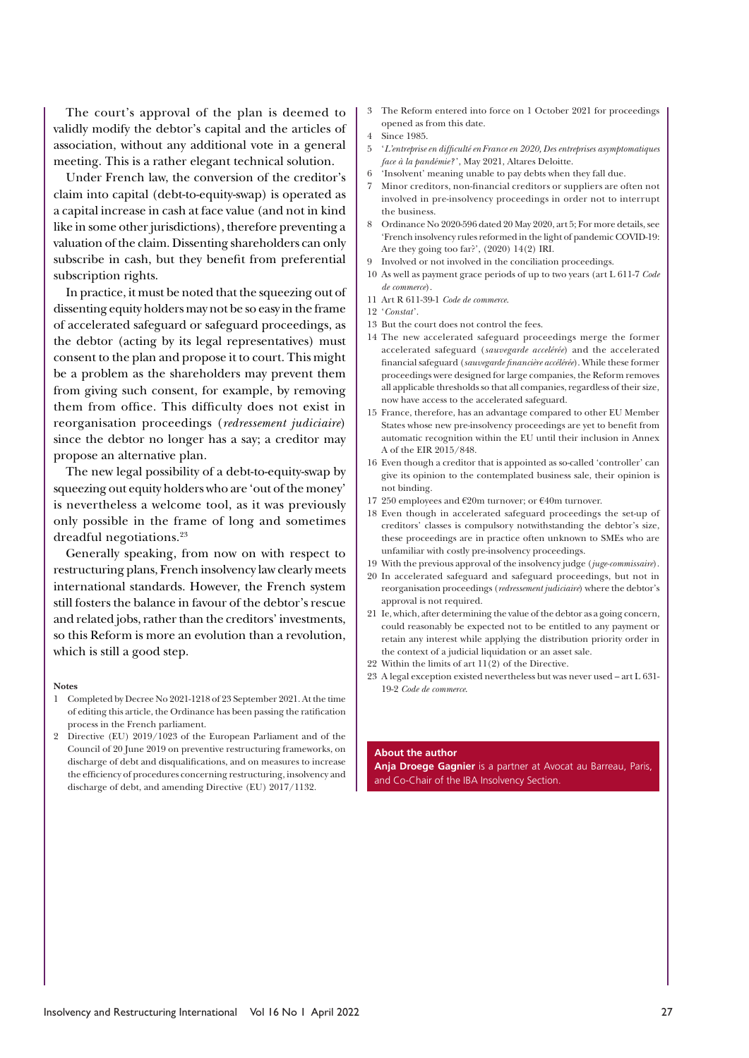The court's approval of the plan is deemed to validly modify the debtor's capital and the articles of association, without any additional vote in a general meeting. This is a rather elegant technical solution.

Under French law, the conversion of the creditor's claim into capital (debt-to-equity-swap) is operated as a capital increase in cash at face value (and not in kind like in some other jurisdictions), therefore preventing a valuation of the claim. Dissenting shareholders can only subscribe in cash, but they benefit from preferential subscription rights.

In practice, it must be noted that the squeezing out of dissenting equity holders may not be so easy in the frame of accelerated safeguard or safeguard proceedings, as the debtor (acting by its legal representatives) must consent to the plan and propose it to court. This might be a problem as the shareholders may prevent them from giving such consent, for example, by removing them from office. This difficulty does not exist in reorganisation proceedings (*redressement judiciaire*) since the debtor no longer has a say; a creditor may propose an alternative plan.

The new legal possibility of a debt-to-equity-swap by squeezing out equity holders who are 'out of the money' is nevertheless a welcome tool, as it was previously only possible in the frame of long and sometimes dreadful negotiations.[23]

Generally speaking, from now on with respect to restructuring plans, French insolvency law clearly meets international standards. However, the French system still fosters the balance in favour of the debtor's rescue and related jobs, rather than the creditors' investments, so this Reform is more an evolution than a revolution, which is still a good step.

**Notes**

1. Completed by Decree No 2021-1218 of 23 September 2021. At the time of editing this article, the Ordinance has been passing the ratification process in the French parliament.
2. Directive (EU) 2019/1023 of the European Parliament and of the Council of 20 June 2019 on preventive restructuring frameworks, on discharge of debt and disqualifications, and on measures to increase the efficiency of procedures concerning restructuring, insolvency and discharge of debt, and amending Directive (EU) 2017/1132.
3. The Reform entered into force on 1 October 2021 for proceedings opened as from this date.
4. Since 1985.
5. '*L'entreprise en difficulté en France en 2020, Des entreprises asymptomatiques face à la pandémie?*', May 2021, Altares Deloitte.
6. 'Insolvent' meaning unable to pay debts when they fall due.
7. Minor creditors, non-financial creditors or suppliers are often not involved in pre-insolvency proceedings in order not to interrupt the business.
8. Ordinance No 2020-596 dated 20 May 2020, art 5; For more details, see 'French insolvency rules reformed in the light of pandemic COVID-19: Are they going too far?', (2020) 14(2) IRI.
9. Involved or not involved in the conciliation proceedings.
10. As well as payment grace periods of up to two years (art L 611-7 *Code de commerce*).
11. Art R 611-39-1 *Code de commerce*.
12. '*Constat*'.
13. But the court does not control the fees.
14. The new accelerated safeguard proceedings merge the former accelerated safeguard (*sauvegarde accelérée*) and the accelerated financial safeguard (*sauvegarde financière accélérée*). While these former proceedings were designed for large companies, the Reform removes all applicable thresholds so that all companies, regardless of their size, now have access to the accelerated safeguard.
15. France, therefore, has an advantage compared to other EU Member States whose new pre-insolvency proceedings are yet to benefit from automatic recognition within the EU until their inclusion in Annex A of the EIR 2015/848.
16. Even though a creditor that is appointed as so-called 'controller' can give its opinion to the contemplated business sale, their opinion is not binding.
17. 250 employees and €20m turnover; or €40m turnover.
18. Even though in accelerated safeguard proceedings the set-up of creditors' classes is compulsory notwithstanding the debtor's size, these proceedings are in practice often unknown to SMEs who are unfamiliar with costly pre-insolvency proceedings.
19. With the previous approval of the insolvency judge (*juge-commissaire*).
20. In accelerated safeguard and safeguard proceedings, but not in reorganisation proceedings (*redressement judiciaire*) where the debtor's approval is not required.
21. Ie, which, after determining the value of the debtor as a going concern, could reasonably be expected not to be entitled to any payment or retain any interest while applying the distribution priority order in the context of a judicial liquidation or an asset sale.
22. Within the limits of art 11(2) of the Directive.
23. A legal exception existed nevertheless but was never used – art L 631-19-2 *Code de commerce*.

**About the author**

**Anja Droege Gagnier** is a partner at Avocat au Barreau, Paris, and Co-Chair of the IBA Insolvency Section.